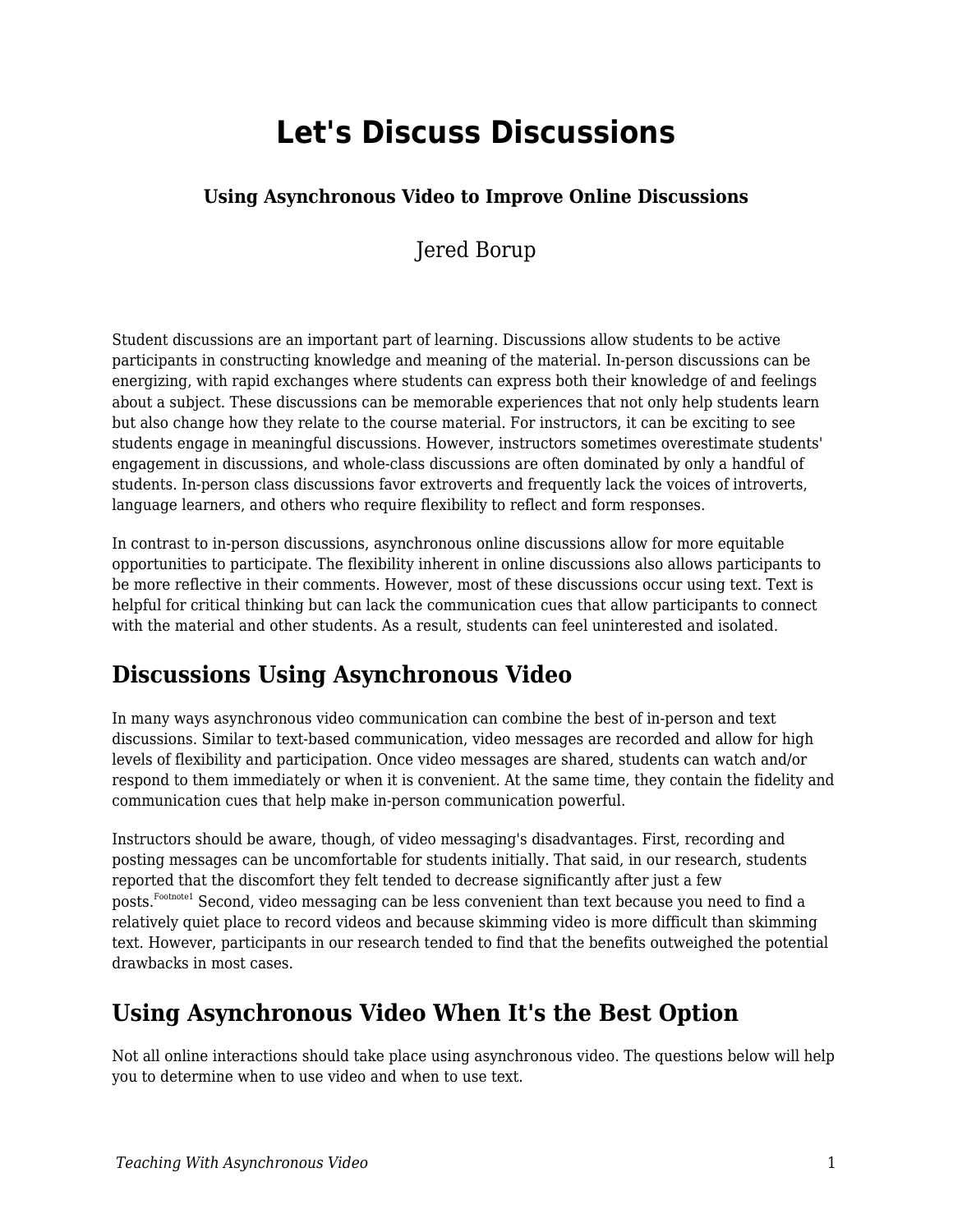# Let's Discuss Discussions

**Using Asynchronous Video to Improve Online Discussions**

Jered Borup

Student discussions are an important part of learning. Discussions allow students to be active participants in constructing knowledge and meaning of the material. In-person discussions can be energizing, with rapid exchanges where students can express both their knowledge of and feelings about a subject. These discussions can be memorable experiences that not only help students learn but also change how they relate to the course material. For instructors, it can be exciting to see students engage in meaningful discussions. However, instructors sometimes overestimate students' engagement in discussions, and whole-class discussions are often dominated by only a handful of students. In-person class discussions favor extroverts and frequently lack the voices of introverts, language learners, and others who require flexibility to reflect and form responses.

In contrast to in-person discussions, asynchronous online discussions allow for more equitable opportunities to participate. The flexibility inherent in online discussions also allows participants to be more reflective in their comments. However, most of these discussions occur using text. Text is helpful for critical thinking but can lack the communication cues that allow participants to connect with the material and other students. As a result, students can feel uninterested and isolated.

## Discussions Using Asynchronous Video

In many ways asynchronous video communication can combine the best of in-person and text discussions. Similar to text-based communication, video messages are recorded and allow for high levels of flexibility and participation. Once video messages are shared, students can watch and/or respond to them immediately or when it is convenient. At the same time, they contain the fidelity and communication cues that help make in-person communication powerful.

Instructors should be aware, though, of video messaging's disadvantages. First, recording and posting messages can be uncomfortable for students initially. That said, in our research, students reported that the discomfort they felt tended to decrease significantly after just a few posts.[Footnote1] Second, video messaging can be less convenient than text because you need to find a relatively quiet place to record videos and because skimming video is more difficult than skimming text. However, participants in our research tended to find that the benefits outweighed the potential drawbacks in most cases.

## Using Asynchronous Video When It's the Best Option

Not all online interactions should take place using asynchronous video. The questions below will help you to determine when to use video and when to use text.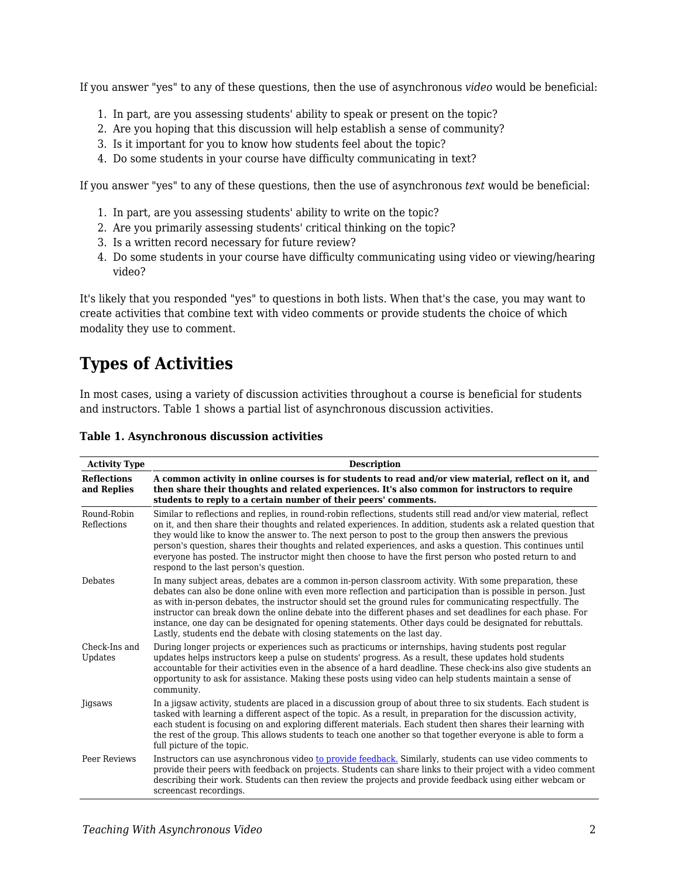If you answer "yes" to any of these questions, then the use of asynchronous *video* would be beneficial:

1. In part, are you assessing students' ability to speak or present on the topic?
2. Are you hoping that this discussion will help establish a sense of community?
3. Is it important for you to know how students feel about the topic?
4. Do some students in your course have difficulty communicating in text?

If you answer "yes" to any of these questions, then the use of asynchronous *text* would be beneficial:

1. In part, are you assessing students' ability to write on the topic?
2. Are you primarily assessing students' critical thinking on the topic?
3. Is a written record necessary for future review?
4. Do some students in your course have difficulty communicating using video or viewing/hearing video?

It's likely that you responded "yes" to questions in both lists. When that's the case, you may want to create activities that combine text with video comments or provide students the choice of which modality they use to comment.

## Types of Activities

In most cases, using a variety of discussion activities throughout a course is beneficial for students and instructors. Table 1 shows a partial list of asynchronous discussion activities.

**Table 1. Asynchronous discussion activities**

| Activity Type | Description |
|---|---|
| **Reflections and Replies** | **A common activity in online courses is for students to read and/or view material, reflect on it, and then share their thoughts and related experiences. It's also common for instructors to require students to reply to a certain number of their peers' comments.** |
| Round-Robin Reflections | Similar to reflections and replies, in round-robin reflections, students still read and/or view material, reflect on it, and then share their thoughts and related experiences. In addition, students ask a related question that they would like to know the answer to. The next person to post to the group then answers the previous person's question, shares their thoughts and related experiences, and asks a question. This continues until everyone has posted. The instructor might then choose to have the first person who posted return to and respond to the last person's question. |
| Debates | In many subject areas, debates are a common in-person classroom activity. With some preparation, these debates can also be done online with even more reflection and participation than is possible in person. Just as with in-person debates, the instructor should set the ground rules for communicating respectfully. The instructor can break down the online debate into the different phases and set deadlines for each phase. For instance, one day can be designated for opening statements. Other days could be designated for rebuttals. Lastly, students end the debate with closing statements on the last day. |
| Check-Ins and Updates | During longer projects or experiences such as practicums or internships, having students post regular updates helps instructors keep a pulse on students' progress. As a result, these updates hold students accountable for their activities even in the absence of a hard deadline. These check-ins also give students an opportunity to ask for assistance. Making these posts using video can help students maintain a sense of community. |
| Jigsaws | In a jigsaw activity, students are placed in a discussion group of about three to six students. Each student is tasked with learning a different aspect of the topic. As a result, in preparation for the discussion activity, each student is focusing on and exploring different materials. Each student then shares their learning with the rest of the group. This allows students to teach one another so that together everyone is able to form a full picture of the topic. |
| Peer Reviews | Instructors can use asynchronous video to provide feedback. Similarly, students can use video comments to provide their peers with feedback on projects. Students can share links to their project with a video comment describing their work. Students can then review the projects and provide feedback using either webcam or screencast recordings. |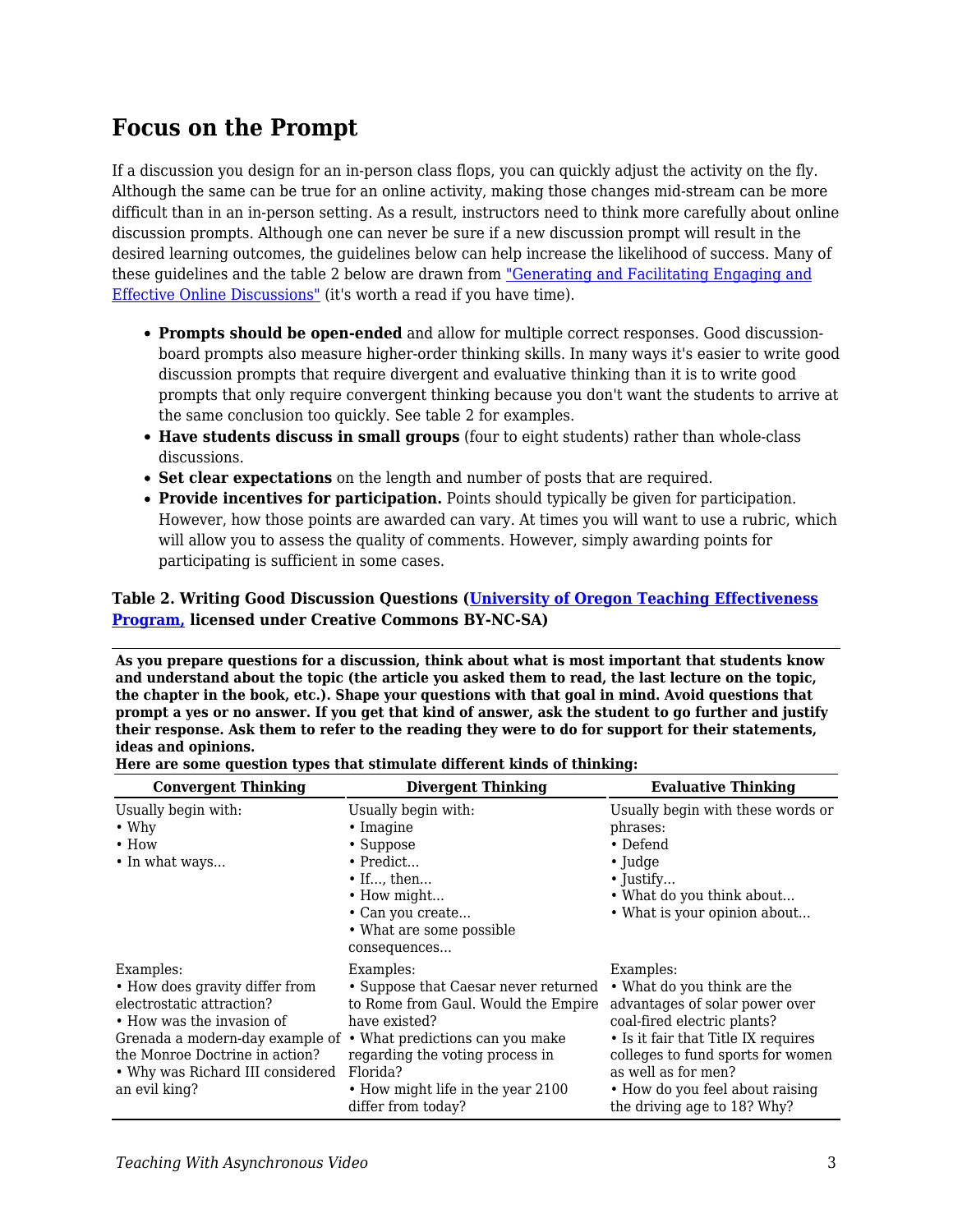## Focus on the Prompt

If a discussion you design for an in-person class flops, you can quickly adjust the activity on the fly. Although the same can be true for an online activity, making those changes mid-stream can be more difficult than in an in-person setting. As a result, instructors need to think more carefully about online discussion prompts. Although one can never be sure if a new discussion prompt will result in the desired learning outcomes, the guidelines below can help increase the likelihood of success. Many of these guidelines and the table 2 below are drawn from "Generating and Facilitating Engaging and Effective Online Discussions" (it's worth a read if you have time).

- **Prompts should be open-ended** and allow for multiple correct responses. Good discussion-board prompts also measure higher-order thinking skills. In many ways it's easier to write good discussion prompts that require divergent and evaluative thinking than it is to write good prompts that only require convergent thinking because you don't want the students to arrive at the same conclusion too quickly. See table 2 for examples.
- **Have students discuss in small groups** (four to eight students) rather than whole-class discussions.
- **Set clear expectations** on the length and number of posts that are required.
- **Provide incentives for participation.** Points should typically be given for participation. However, how those points are awarded can vary. At times you will want to use a rubric, which will allow you to assess the quality of comments. However, simply awarding points for participating is sufficient in some cases.

**Table 2. Writing Good Discussion Questions (University of Oregon Teaching Effectiveness Program, licensed under Creative Commons BY-NC-SA)**

**As you prepare questions for a discussion, think about what is most important that students know and understand about the topic (the article you asked them to read, the last lecture on the topic, the chapter in the book, etc.). Shape your questions with that goal in mind. Avoid questions that prompt a yes or no answer. If you get that kind of answer, ask the student to go further and justify their response. Ask them to refer to the reading they were to do for support for their statements, ideas and opinions.**

**Here are some question types that stimulate different kinds of thinking:**

| Convergent Thinking | Divergent Thinking | Evaluative Thinking |
|---|---|---|
| Usually begin with:<br>• Why<br>• How<br>• In what ways... | Usually begin with:<br>• Imagine<br>• Suppose<br>• Predict...<br>• If..., then...<br>• How might...<br>• Can you create...<br>• What are some possible consequences... | Usually begin with these words or phrases:<br>• Defend<br>• Judge<br>• Justify...<br>• What do you think about...<br>• What is your opinion about... |
| Examples:<br>• How does gravity differ from electrostatic attraction?<br>• How was the invasion of Grenada a modern-day example of the Monroe Doctrine in action?<br>• Why was Richard III considered an evil king? | Examples:<br>• Suppose that Caesar never returned to Rome from Gaul. Would the Empire have existed?<br>• What predictions can you make regarding the voting process in Florida?<br>• How might life in the year 2100 differ from today? | Examples:<br>• What do you think are the advantages of solar power over coal-fired electric plants?<br>• Is it fair that Title IX requires colleges to fund sports for women as well as for men?<br>• How do you feel about raising the driving age to 18? Why? |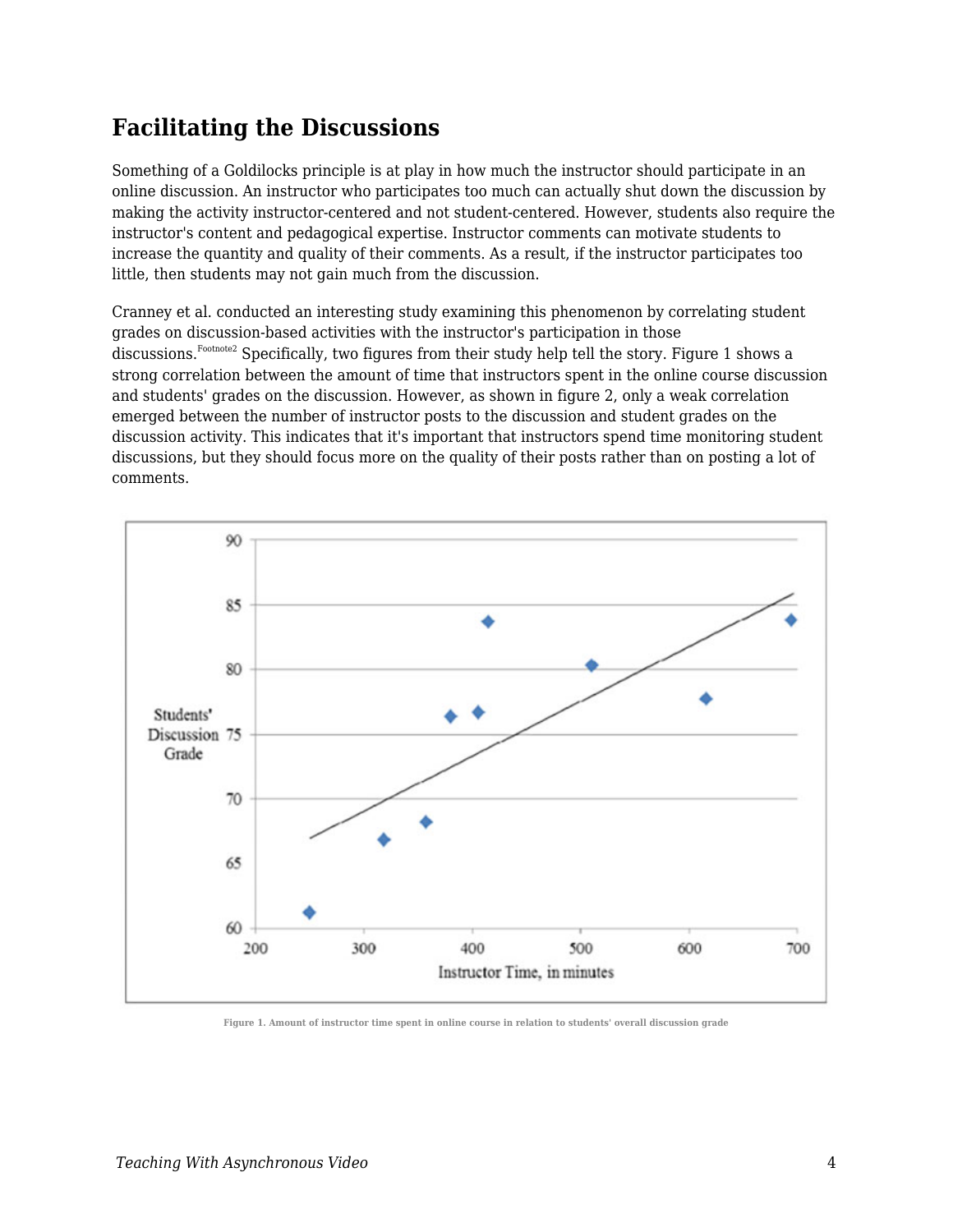## Facilitating the Discussions

Something of a Goldilocks principle is at play in how much the instructor should participate in an online discussion. An instructor who participates too much can actually shut down the discussion by making the activity instructor-centered and not student-centered. However, students also require the instructor's content and pedagogical expertise. Instructor comments can motivate students to increase the quantity and quality of their comments. As a result, if the instructor participates too little, then students may not gain much from the discussion.

Cranney et al. conducted an interesting study examining this phenomenon by correlating student grades on discussion-based activities with the instructor's participation in those discussions.[Footnote2] Specifically, two figures from their study help tell the story. Figure 1 shows a strong correlation between the amount of time that instructors spent in the online course discussion and students' grades on the discussion. However, as shown in figure 2, only a weak correlation emerged between the number of instructor posts to the discussion and student grades on the discussion activity. This indicates that it's important that instructors spend time monitoring student discussions, but they should focus more on the quality of their posts rather than on posting a lot of comments.

Figure 1. Amount of instructor time spent in online course in relation to students' overall discussion grade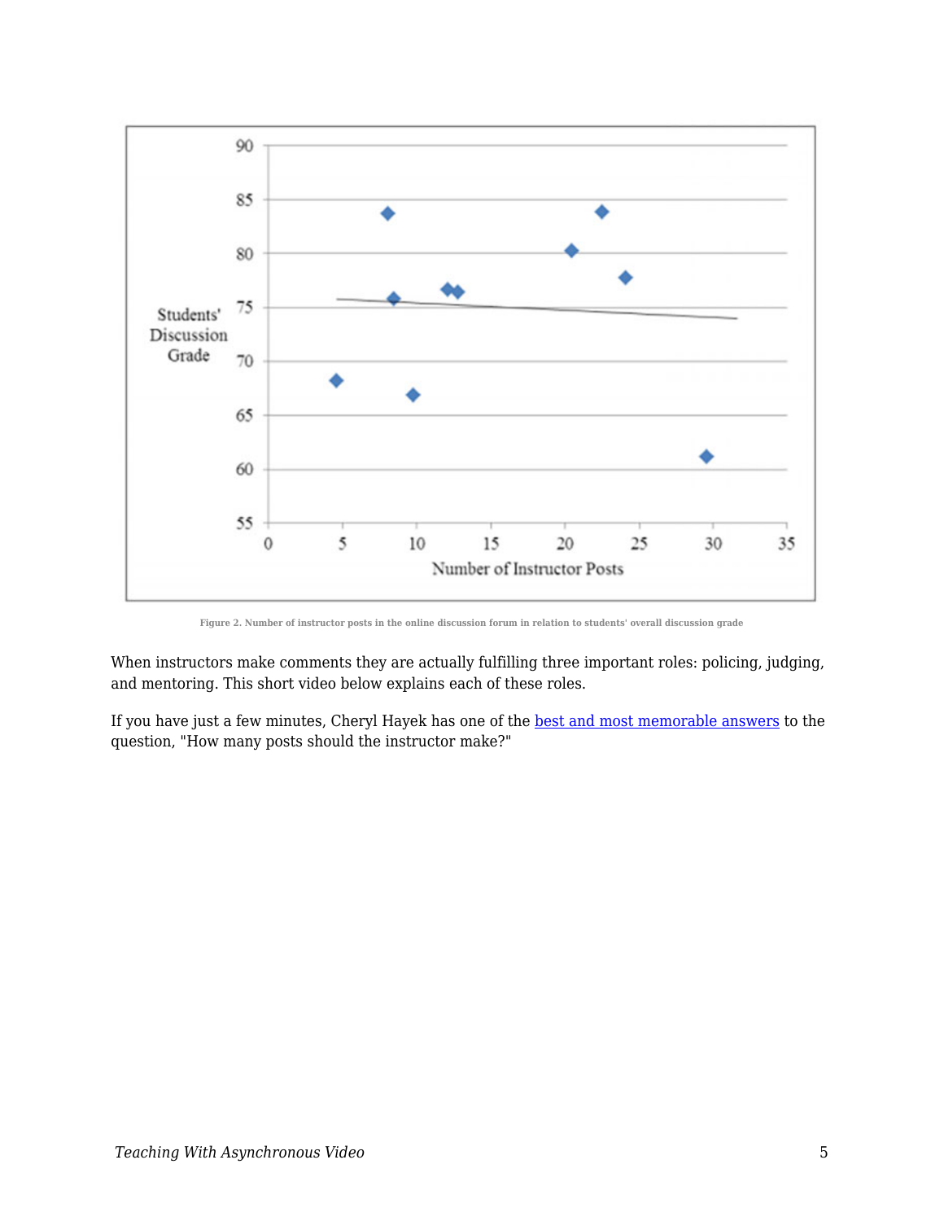Figure 2. Number of instructor posts in the online discussion forum in relation to students' overall discussion grade

When instructors make comments they are actually fulfilling three important roles: policing, judging, and mentoring. This short video below explains each of these roles.

If you have just a few minutes, Cheryl Hayek has one of the [best and most memorable answers] to the question, "How many posts should the instructor make?"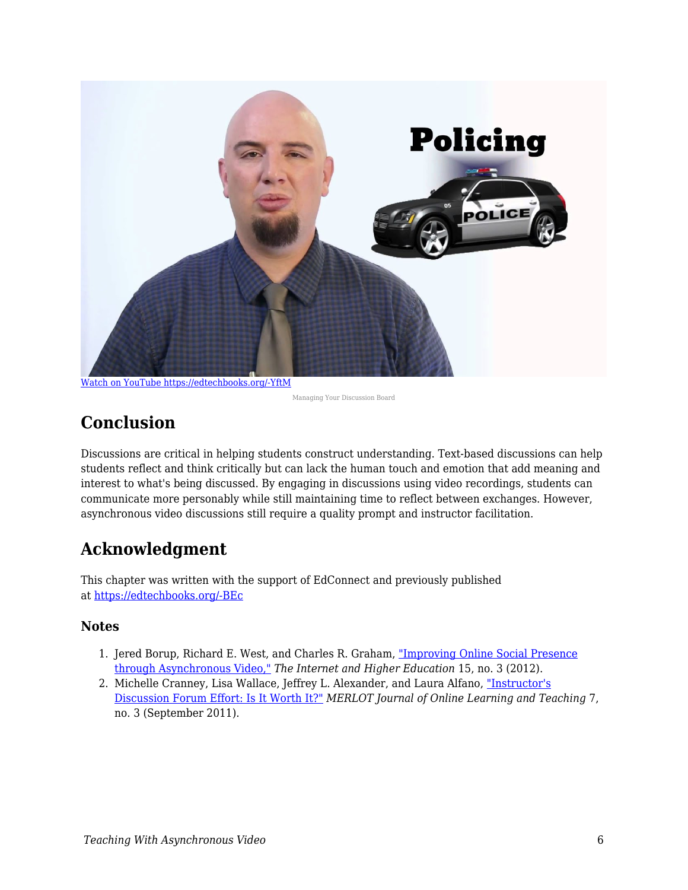[Watch on YouTube https://edtechbooks.org/-YftM](https://edtechbooks.org/-YftM)

Managing Your Discussion Board

## Conclusion

Discussions are critical in helping students construct understanding. Text-based discussions can help students reflect and think critically but can lack the human touch and emotion that add meaning and interest to what's being discussed. By engaging in discussions using video recordings, students can communicate more personably while still maintaining time to reflect between exchanges. However, asynchronous video discussions still require a quality prompt and instructor facilitation.

## Acknowledgment

This chapter was written with the support of EdConnect and previously published at [https://edtechbooks.org/-BEc](https://edtechbooks.org/-BEc)

### Notes

1. Jered Borup, Richard E. West, and Charles R. Graham, "Improving Online Social Presence through Asynchronous Video," *The Internet and Higher Education* 15, no. 3 (2012).
2. Michelle Cranney, Lisa Wallace, Jeffrey L. Alexander, and Laura Alfano, "Instructor's Discussion Forum Effort: Is It Worth It?" *MERLOT Journal of Online Learning and Teaching* 7, no. 3 (September 2011).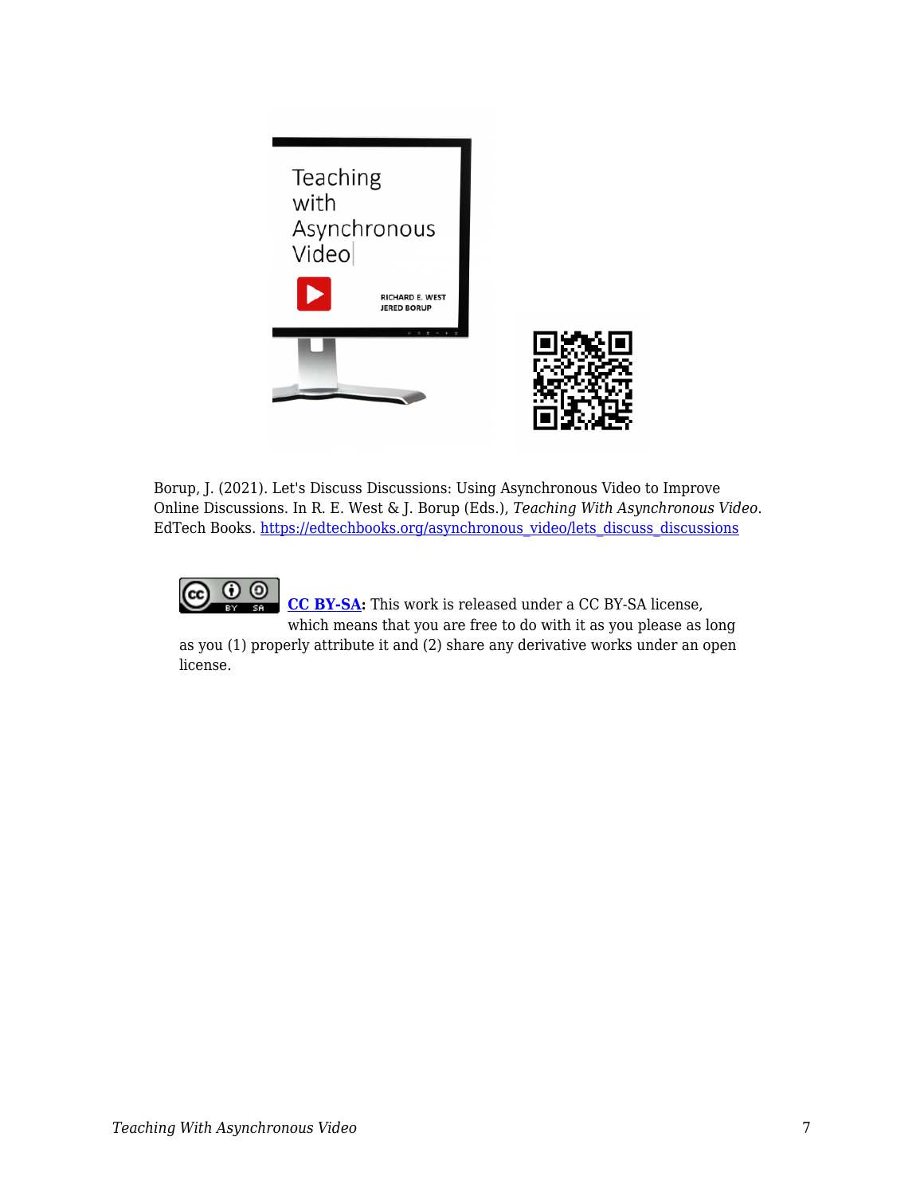Borup, J. (2021). Let's Discuss Discussions: Using Asynchronous Video to Improve Online Discussions. In R. E. West & J. Borup (Eds.), *Teaching With Asynchronous Video*. EdTech Books. https://edtechbooks.org/asynchronous_video/lets_discuss_discussions

**CC BY-SA:** This work is released under a CC BY-SA license, which means that you are free to do with it as you please as long as you (1) properly attribute it and (2) share any derivative works under an open license.